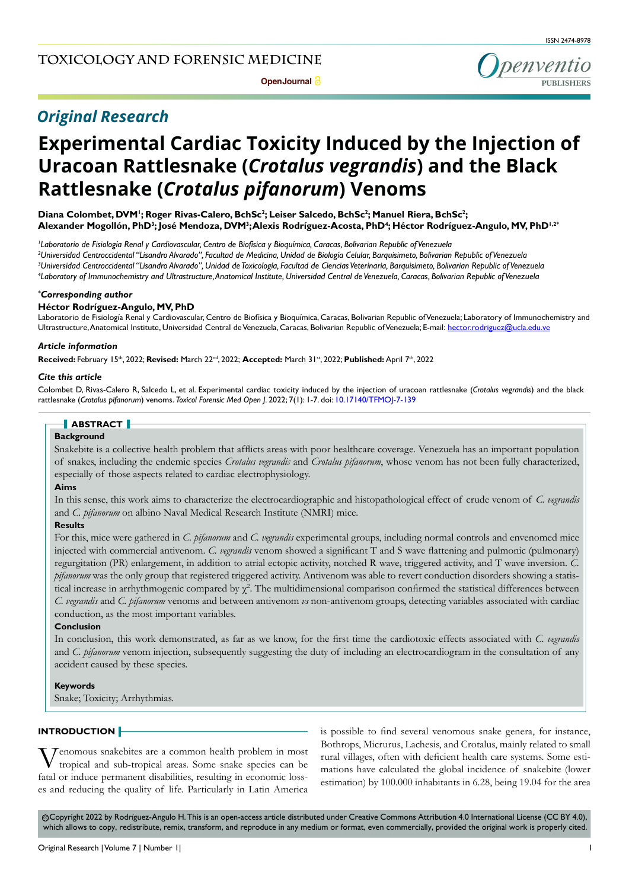## Original Research

# Experimental Cardiac Toxicity Induced by the Injection of Uracoan Rattlesnake (*Crotalus vegrandis*) and the Black Rattlesnake (*Crotalus pifanorum*) Venoms

**Diana Colombet, DVM[1]; Roger Rivas-Calero, BchSc[2]; Leiser Salcedo, BchSc[2]; Manuel Riera, BchSc[2]; Alexander Mogollón, PhD[3]; José Mendoza, DVM[3]; Alexis Rodríguez-Acosta, PhD[4]; Héctor Rodríguez-Angulo, MV, PhD[1,2*]**

[1]*Laboratorio de Fisiología Renal y Cardiovascular, Centro de Biofísica y Bioquímica, Caracas, Bolivarian Republic of Venezuela*
[2]*Universidad Centroccidental "Lisandro Alvarado", Facultad de Medicina, Unidad de Biología Celular, Barquisimeto, Bolivarian Republic of Venezuela*
[3]*Universidad Centroccidental "Lisandro Alvarado", Unidad de Toxicología, Facultad de Ciencias Veterinaria, Barquisimeto, Bolivarian Republic of Venezuela*
[4]*Laboratory of Immunochemistry and Ultrastructure, Anatomical Institute, Universidad Central de Venezuela, Caracas, Bolivarian Republic of Venezuela*

***Corresponding author**

**Héctor Rodríguez-Angulo, MV, PhD**
Laboratorio de Fisiología Renal y Cardiovascular, Centro de Biofísica y Bioquímica, Caracas, Bolivarian Republic of Venezuela; Laboratory of Immunochemistry and Ultrastructure, Anatomical Institute, Universidad Central de Venezuela, Caracas, Bolivarian Republic of Venezuela; E-mail: hector.rodriguez@ucla.edu.ve

***Article information***

**Received:** February 15th, 2022; **Revised:** March 22nd, 2022; **Accepted:** March 31st, 2022; **Published:** April 7th, 2022

***Cite this article***

Colombet D, Rivas-Calero R, Salcedo L, et al. Experimental cardiac toxicity induced by the injection of uracoan rattlesnake (*Crotalus vegrandis*) and the black rattlesnake (*Crotalus pifanorum*) venoms. *Toxicol Forensic Med Open J*. 2022; 7(1): 1-7. doi: 10.17140/TFMOJ-7-139

## ABSTRACT

**Background**

Snakebite is a collective health problem that afflicts areas with poor healthcare coverage. Venezuela has an important population of snakes, including the endemic species *Crotalus vegrandis* and *Crotalus pifanorum*, whose venom has not been fully characterized, especially of those aspects related to cardiac electrophysiology.

**Aims**

In this sense, this work aims to characterize the electrocardiographic and histopathological effect of crude venom of *C. vegrandis* and *C. pifanorum* on albino Naval Medical Research Institute (NMRI) mice.

**Results**

For this, mice were gathered in *C. pifanorum* and *C. vegrandis* experimental groups, including normal controls and envenomed mice injected with commercial antivenom. *C. vegrandis* venom showed a significant T and S wave flattening and pulmonic (pulmonary) regurgitation (PR) enlargement, in addition to atrial ectopic activity, notched R wave, triggered activity, and T wave inversion. *C. pifanorum* was the only group that registered triggered activity. Antivenom was able to revert conduction disorders showing a statistical increase in arrhythmogenic compared by $\chi^2$. The multidimensional comparison confirmed the statistical differences between *C. vegrandis* and *C. pifanorum* venoms and between antivenom *vs* non-antivenom groups, detecting variables associated with cardiac conduction, as the most important variables.

**Conclusion**

In conclusion, this work demonstrated, as far as we know, for the first time the cardiotoxic effects associated with *C. vegrandis* and *C. pifanorum* venom injection, subsequently suggesting the duty of including an electrocardiogram in the consultation of any accident caused by these species.

**Keywords**

Snake; Toxicity; Arrhythmias.

## INTRODUCTION

Venomous snakebites are a common health problem in most tropical and sub-tropical areas. Some snake species can be fatal or induce permanent disabilities, resulting in economic losses and reducing the quality of life. Particularly in Latin America is possible to find several venomous snake genera, for instance, Bothrops, Micrurus, Lachesis, and Crotalus, mainly related to small rural villages, often with deficient health care systems. Some estimations have calculated the global incidence of snakebite (lower estimation) by 100.000 inhabitants in 6.28, being 19.04 for the area

©Copyright 2022 by Rodríguez-Angulo H. This is an open-access article distributed under Creative Commons Attribution 4.0 International License (CC BY 4.0), which allows to copy, redistribute, remix, transform, and reproduce in any medium or format, even commercially, provided the original work is properly cited.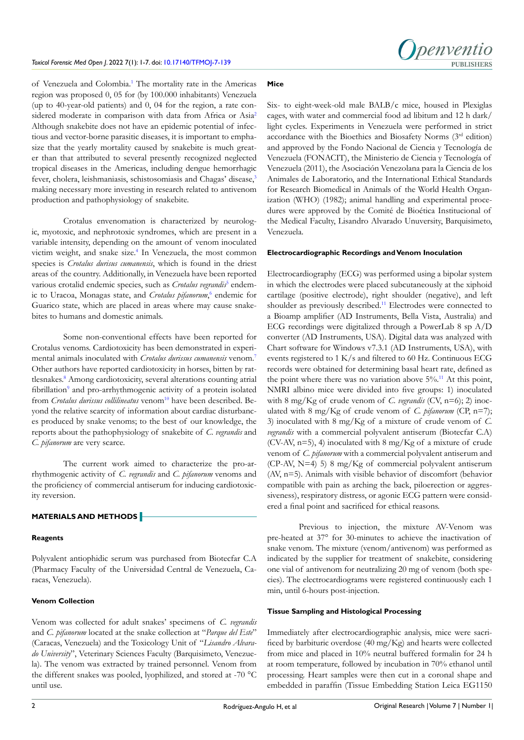of Venezuela and Colombia.[1] The mortality rate in the Americas region was proposed 0, 05 for (by 100.000 inhabitants) Venezuela (up to 40-year-old patients) and 0, 04 for the region, a rate considered moderate in comparison with data from Africa or Asia[2] Although snakebite does not have an epidemic potential of infectious and vector-borne parasitic diseases, it is important to emphasize that the yearly mortality caused by snakebite is much greater than that attributed to several presently recognized neglected tropical diseases in the Americas, including dengue hemorrhagic fever, cholera, leishmaniasis, schistosomiasis and Chagas' disease,[3] making necessary more investing in research related to antivenom production and pathophysiology of snakebite.

Crotalus envenomation is characterized by neurologic, myotoxic, and nephrotoxic syndromes, which are present in a variable intensity, depending on the amount of venom inoculated victim weight, and snake size.[4] In Venezuela, the most common species is *Crotalus durisus cumanensis*, which is found in the driest areas of the country. Additionally, in Venezuela have been reported various crotalid endemic species, such as *Crotalus vegrandis*[5] endemic to Uracoa, Monagas state, and *Crotalus pifanorum*,[6] endemic for Guarico state, which are placed in areas where may cause snakebites to humans and domestic animals.

Some non-conventional effects have been reported for Crotalus venoms. Cardiotoxicity has been demonstrated in experimental animals inoculated with *Crotalus durissus cumanensis* venom.[7] Other authors have reported cardiotoxicity in horses, bitten by rattlesnakes.[8] Among cardiotoxicity, several alterations counting atrial fibrillation[9] and pro-arrhythmogenic activity of a protein isolated from *Crotalus durissus collilineatus* venom[10] have been described. Beyond the relative scarcity of information about cardiac disturbances produced by snake venoms; to the best of our knowledge, the reports about the pathophysiology of snakebite of *C. vegrandis* and *C. pifanorum* are very scarce.

The current work aimed to characterize the pro-arrhythmogenic activity of *C. vegrandis* and *C. pifanorum* venoms and the proficiency of commercial antiserum for inducing cardiotoxicity reversion.

## MATERIALS AND METHODS

### Reagents

Polyvalent antiophidic serum was purchased from Biotecfar C.A (Pharmacy Faculty of the Universidad Central de Venezuela, Caracas, Venezuela).

### Venom Collection

Venom was collected for adult snakes' specimens of *C. vegrandis* and *C. pifanorum* located at the snake collection at "*Parque del Este*" (Caracas, Venezuela) and the Toxicology Unit of "*Lisandro Alvarado University*", Veterinary Sciences Faculty (Barquisimeto, Venezuela). The venom was extracted by trained personnel. Venom from the different snakes was pooled, lyophilized, and stored at -70 °C until use.

### Mice

Six- to eight-week-old male BALB/c mice, housed in Plexiglas cages, with water and commercial food ad libitum and 12 h dark/light cycles. Experiments in Venezuela were performed in strict accordance with the Bioethics and Biosafety Norms (3rd edition) and approved by the Fondo Nacional de Ciencia y Tecnología de Venezuela (FONACIT), the Ministerio de Ciencia y Tecnología of Venezuela (2011), the Asociación Venezolana para la Ciencia de los Animales de Laboratorio, and the International Ethical Standards for Research Biomedical in Animals of the World Health Organization (WHO) (1982); animal handling and experimental procedures were approved by the Comité de Bioética Institucional of the Medical Faculty, Lisandro Alvarado Unuversity, Barquisimeto, Venezuela.

### Electrocardiographic Recordings and Venom Inoculation

Electrocardiography (ECG) was performed using a bipolar system in which the electrodes were placed subcutaneously at the xiphoid cartilage (positive electrode), right shoulder (negative), and left shoulder as previously described.[11] Electrodes were connected to a Bioamp amplifier (AD Instruments, Bella Vista, Australia) and ECG recordings were digitalized through a PowerLab 8 sp A/D converter (AD Instruments, USA). Digital data was analyzed with Chart software for Windows v7.3.1 (AD Instruments, USA), with events registered to 1 K/s and filtered to 60 Hz. Continuous ECG records were obtained for determining basal heart rate, defined as the point where there was no variation above 5%.[11] At this point, NMRI albino mice were divided into five groups: 1) inoculated with 8 mg/Kg of crude venom of *C. vegrandis* (CV, n=6); 2) inoculated with 8 mg/Kg of crude venom of *C. pifanorum* (CP, n=7); 3) inoculated with 8 mg/Kg of a mixture of crude venom of *C. vegrandis* with a commercial polyvalent antiserum (Biotecfar C.A) (CV-AV, n=5), 4) inoculated with 8 mg/Kg of a mixture of crude venom of *C. pifanorum* with a commercial polyvalent antiserum and (CP-AV, N=4) 5) 8 mg/Kg of commercial polyvalent antiserum (AV, n=5). Animals with visible behavior of discomfort (behavior compatible with pain as arching the back, piloerection or aggressiveness), respiratory distress, or agonic ECG pattern were considered a final point and sacrificed for ethical reasons.

Previous to injection, the mixture AV-Venom was pre-heated at 37° for 30-minutes to achieve the inactivation of snake venom. The mixture (venom/antivenom) was performed as indicated by the supplier for treatment of snakebite, considering one vial of antivenom for neutralizing 20 mg of venom (both species). The electrocardiograms were registered continuously each 1 min, until 6-hours post-injection.

### Tissue Sampling and Histological Processing

Immediately after electrocardiographic analysis, mice were sacrificed by barbituric overdose (40 mg/Kg) and hearts were collected from mice and placed in 10% neutral buffered formalin for 24 h at room temperature, followed by incubation in 70% ethanol until processing. Heart samples were then cut in a coronal shape and embedded in paraffin (Tissue Embedding Station Leica EG1150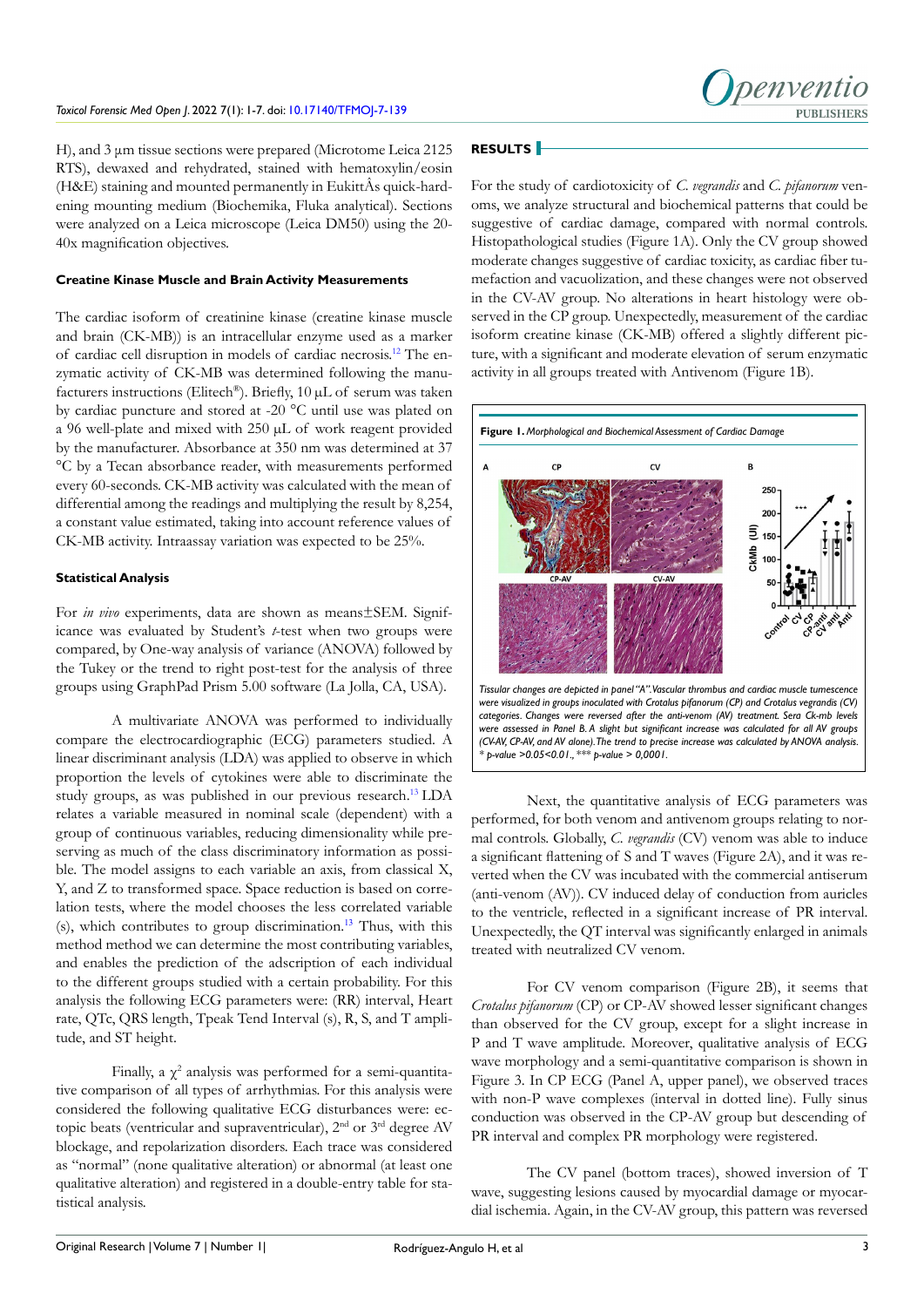H), and 3 µm tissue sections were prepared (Microtome Leica 2125 RTS), dewaxed and rehydrated, stained with hematoxylin/eosin (H&E) staining and mounted permanently in EukittÂs quick-hardening mounting medium (Biochemika, Fluka analytical). Sections were analyzed on a Leica microscope (Leica DM50) using the 20-40x magnification objectives.

#### Creatine Kinase Muscle and Brain Activity Measurements

The cardiac isoform of creatinine kinase (creatine kinase muscle and brain (CK-MB)) is an intracellular enzyme used as a marker of cardiac cell disruption in models of cardiac necrosis.[12] The enzymatic activity of CK-MB was determined following the manufacturers instructions (Elitech®). Briefly, 10 µL of serum was taken by cardiac puncture and stored at -20 °C until use was plated on a 96 well-plate and mixed with 250 µL of work reagent provided by the manufacturer. Absorbance at 350 nm was determined at 37 °C by a Tecan absorbance reader, with measurements performed every 60-seconds. CK-MB activity was calculated with the mean of differential among the readings and multiplying the result by 8,254, a constant value estimated, taking into account reference values of CK-MB activity. Intraassay variation was expected to be 25%.

#### Statistical Analysis

For *in vivo* experiments, data are shown as means±SEM. Significance was evaluated by Student's *t*-test when two groups were compared, by One-way analysis of variance (ANOVA) followed by the Tukey or the trend to right post-test for the analysis of three groups using GraphPad Prism 5.00 software (La Jolla, CA, USA).

A multivariate ANOVA was performed to individually compare the electrocardiographic (ECG) parameters studied. A linear discriminant analysis (LDA) was applied to observe in which proportion the levels of cytokines were able to discriminate the study groups, as was published in our previous research.[13] LDA relates a variable measured in nominal scale (dependent) with a group of continuous variables, reducing dimensionality while preserving as much of the class discriminatory information as possible. The model assigns to each variable an axis, from classical X, Y, and Z to transformed space. Space reduction is based on correlation tests, where the model chooses the less correlated variable (s), which contributes to group discrimination.[13] Thus, with this method method we can determine the most contributing variables, and enables the prediction of the adscription of each individual to the different groups studied with a certain probability. For this analysis the following ECG parameters were: (RR) interval, Heart rate, QTc, QRS length, Tpeak Tend Interval (s), R, S, and T amplitude, and ST height.

Finally, a $\chi^2$ analysis was performed for a semi-quantitative comparison of all types of arrhythmias. For this analysis were considered the following qualitative ECG disturbances were: ectopic beats (ventricular and supraventricular), 2nd or 3rd degree AV blockage, and repolarization disorders. Each trace was considered as "normal" (none qualitative alteration) or abnormal (at least one qualitative alteration) and registered in a double-entry table for statistical analysis.

## RESULTS

For the study of cardiotoxicity of *C. vegrandis* and *C. pifanorum* venoms, we analyze structural and biochemical patterns that could be suggestive of cardiac damage, compared with normal controls. Histopathological studies (Figure 1A). Only the CV group showed moderate changes suggestive of cardiac toxicity, as cardiac fiber tumefaction and vacuolization, and these changes were not observed in the CV-AV group. No alterations in heart histology were observed in the CP group. Unexpectedly, measurement of the cardiac isoform creatine kinase (CK-MB) offered a slightly different picture, with a significant and moderate elevation of serum enzymatic activity in all groups treated with Antivenom (Figure 1B).

**Figure 1.** *Morphological and Biochemical Assessment of Cardiac Damage*

*Tissular changes are depicted in panel "A". Vascular thrombus and cardiac muscle tumescence were visualized in groups inoculated with Crotalus pifanorum (CP) and Crotalus vegrandis (CV) categories. Changes were reversed after the anti-venom (AV) treatment. Sera Ck-mb levels were assessed in Panel B. A slight but significant increase was calculated for all AV groups (CV-AV, CP-AV, and AV alone). The trend to precise increase was calculated by ANOVA analysis. * p-value >0.05<0.01., *** p-value > 0,0001.*

Next, the quantitative analysis of ECG parameters was performed, for both venom and antivenom groups relating to normal controls. Globally, *C. vegrandis* (CV) venom was able to induce a significant flattening of S and T waves (Figure 2A), and it was reverted when the CV was incubated with the commercial antiserum (anti-venom (AV)). CV induced delay of conduction from auricles to the ventricle, reflected in a significant increase of PR interval. Unexpectedly, the QT interval was significantly enlarged in animals treated with neutralized CV venom.

For CV venom comparison (Figure 2B), it seems that *Crotalus pifanorum* (CP) or CP-AV showed lesser significant changes than observed for the CV group, except for a slight increase in P and T wave amplitude. Moreover, qualitative analysis of ECG wave morphology and a semi-quantitative comparison is shown in Figure 3. In CP ECG (Panel A, upper panel), we observed traces with non-P wave complexes (interval in dotted line). Fully sinus conduction was observed in the CP-AV group but descending of PR interval and complex PR morphology were registered.

The CV panel (bottom traces), showed inversion of T wave, suggesting lesions caused by myocardial damage or myocardial ischemia. Again, in the CV-AV group, this pattern was reversed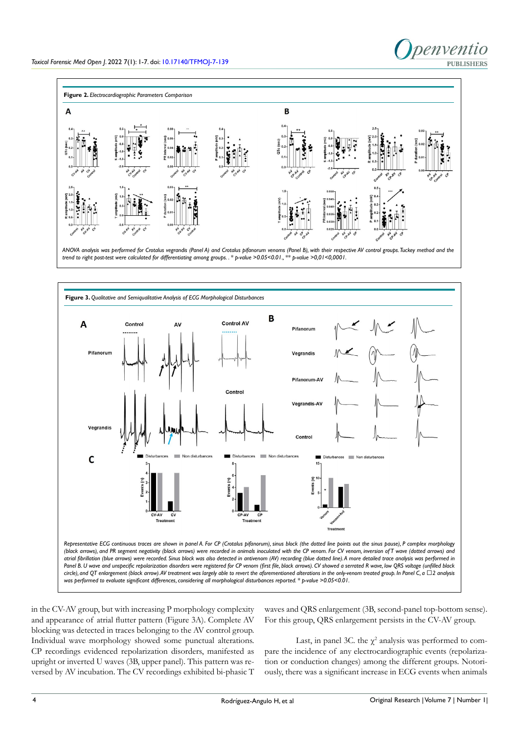**Figure 2.** *Electrocardiographic Parameters Comparison*

*ANOVA analysis was performed for Crotalus vegrandis (Panel A) and Crotalus pifanorum venoms (Panel B), with their respective AV control groups. Tuckey method and the trend to right post-test were calculated for differentiating among groups.. * p-value >0.05<0.01., ** p-value >0,01<0,0001.*

**Figure 3.** *Qualitative and Semiqualitative Analysis of ECG Morphological Disturbances*

*Representative ECG continuous traces are shown in panel A. For CP (Crotalus pifanorum), sinus block (the dotted line points out the sinus pause), P complex morphology (black arrows), and PR segment negativity (black arrows) were recorded in animals inoculated with the CP venom. For CV venom, inversion of T wave (dotted arrows) and atrial fibrillation (blue arrows) were recorded. Sinus block was also detected in antivenom (AV) recording (blue dotted line). A more detailed trace analysis was performed in Panel B. U wave and unspecific repolarization disorders were registered for CP venom (first file, black arrows). CV showed a serrated R wave, low QRS voltage (unfilled black circle), and QT enlargement (black arrow). AV treatment was largely able to revert the aforementioned alterations in the only-venom treated group. In Panel C, a* $\chi^2$ *analysis was performed to evaluate significant differences, considering all morphological disturbances reported. * p-value >0.05<0.01.*

in the CV-AV group, but with increasing P morphology complexity and appearance of atrial flutter pattern (Figure 3A). Complete AV blocking was detected in traces belonging to the AV control group. Individual wave morphology showed some punctual alterations. CP recordings evidenced repolarization disorders, manifested as upright or inverted U waves (3B, upper panel). This pattern was reversed by AV incubation. The CV recordings exhibited bi-phasic T waves and QRS enlargement (3B, second-panel top-bottom sense). For this group, QRS enlargement persists in the CV-AV group.

Last, in panel 3C. the $\chi^2$ analysis was performed to compare the incidence of any electrocardiographic events (repolarization or conduction changes) among the different groups. Notoriously, there was a significant increase in ECG events when animals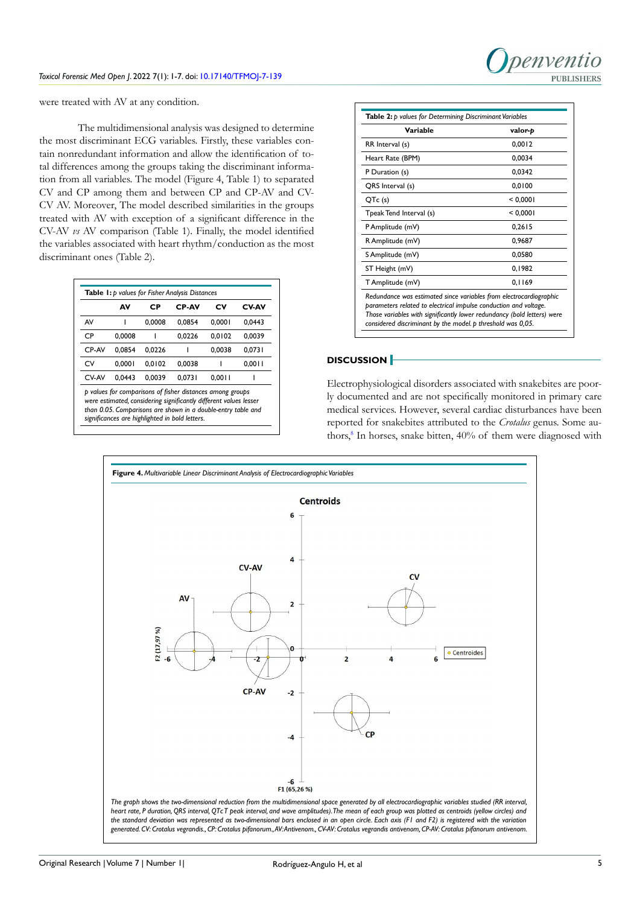were treated with AV at any condition.

The multidimensional analysis was designed to determine the most discriminant ECG variables. Firstly, these variables contain nonredundant information and allow the identification of total differences among the groups taking the discriminant information from all variables. The model (Figure 4, Table 1) to separated CV and CP among them and between CP and CP-AV and CV-CV AV. Moreover, The model described similarities in the groups treated with AV with exception of a significant difference in the CV-AV *vs* AV comparison (Table 1). Finally, the model identified the variables associated with heart rhythm/conduction as the most discriminant ones (Table 2).

**Table 1:** *p values for Fisher Analysis Distances*

| | AV | CP | CP-AV | CV | CV-AV |
|---|---|---|---|---|---|
| AV | 1 | **0,0008** | 0,0854 | **0,0001** | **0,0443** |
| CP | **0,0008** | 1 | **0,0226** | **0,0102** | **0,0039** |
| CP-AV | 0,0854 | **0,0226** | 1 | **0,0038** | 0,0731 |
| CV | **0,0001** | **0,0102** | **0,0038** | 1 | **0,0011** |
| CV-AV | **0,0443** | **0,0039** | 0,0731 | **0,0011** | 1 |

*p values for comparisons of fisher distances among groups were estimated, considering significantly different values lesser than 0.05. Comparisons are shown in a double-entry table and significances are highlighted in bold letters.*

**Table 2:** *p values for Determining Discriminant Variables*

| Variable | valor-p |
|---|---|
| RR Interval (s) | **0,0012** |
| Heart Rate (BPM) | **0,0034** |
| P Duration (s) | **0,0342** |
| QRS Interval (s) | **0,0100** |
| QTc (s) | **< 0,0001** |
| Tpeak Tend Interval (s) | **< 0,0001** |
| P Amplitude (mV) | 0,2615 |
| R Amplitude (mV) | 0,9687 |
| S Amplitude (mV) | 0,0580 |
| ST Height (mV) | 0,1982 |
| T Amplitude (mV) | 0,1169 |

*Redundance was estimated since variables from electrocardiographic parameters related to electrical impulse conduction and voltage. Those variables with significantly lower redundancy (bold letters) were considered discriminant by the model. p threshold was 0,05.*

## DISCUSSION

Electrophysiological disorders associated with snakebites are poorly documented and are not specifically monitored in primary care medical services. However, several cardiac disturbances have been reported for snakebites attributed to the *Crotalus* genus. Some authors,[8] In horses, snake bitten, 40% of them were diagnosed with

**Figure 4.** *Multivariable Linear Discriminant Analysis of Electrocardiographic Variables*

*The graph shows the two-dimensional reduction from the multidimensional space generated by all electrocardiographic variables studied (RR interval, heart rate, P duration, QRS interval, QTc T peak interval, and wave amplitudes). The mean of each group was plotted as centroids (yellow circles) and the standard deviation was represented as two-dimensional bars enclosed in an open circle. Each axis (F1 and F2) is registered with the variation generated. CV: Crotalus vegrandis., CP: Crotalus pifanorum., AV: Antivenom., CV-AV: Crotalus vegrandis antivenom, CP-AV: Crotalus pifanorum antivenom.*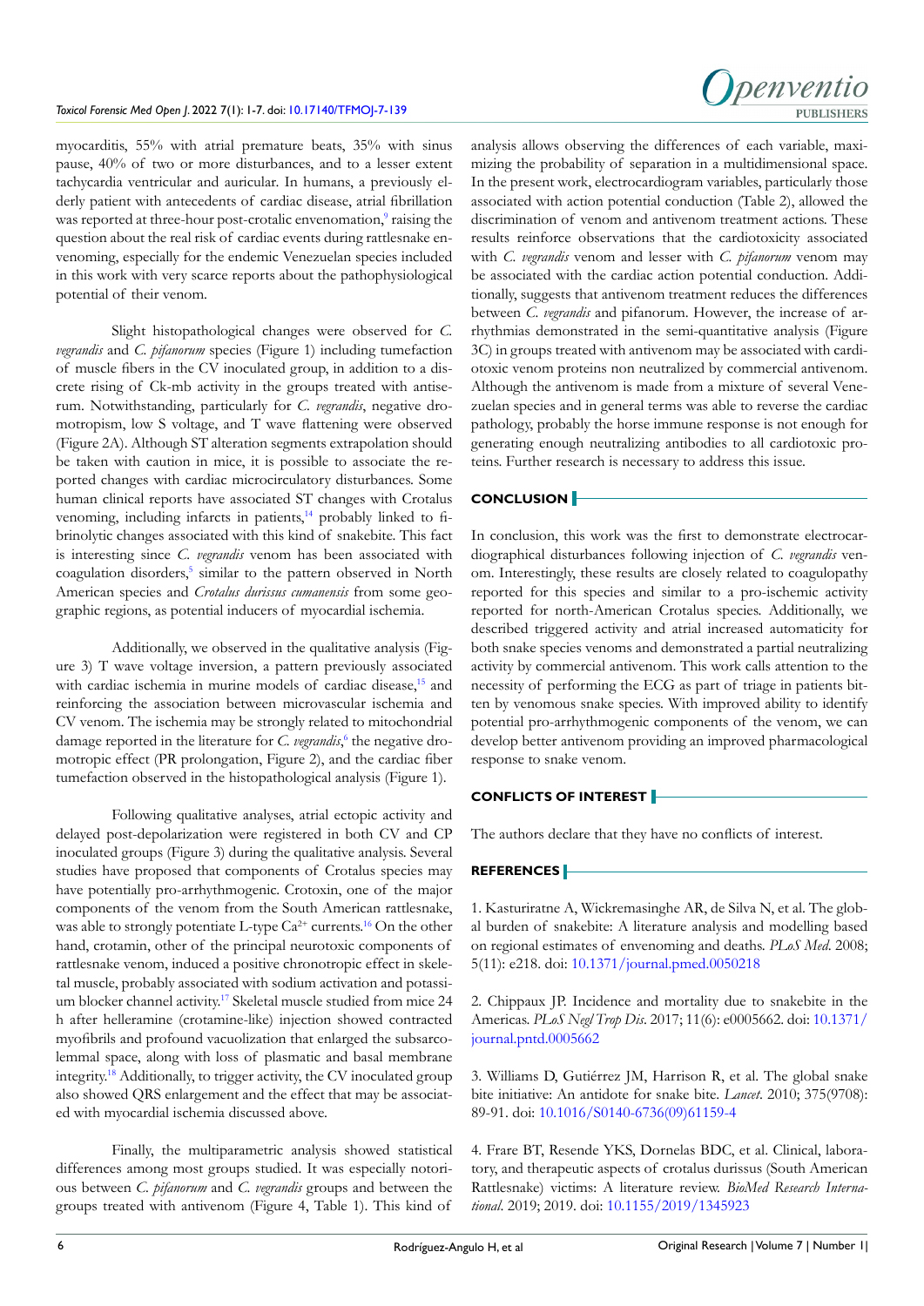myocarditis, 55% with atrial premature beats, 35% with sinus pause, 40% of two or more disturbances, and to a lesser extent tachycardia ventricular and auricular. In humans, a previously elderly patient with antecedents of cardiac disease, atrial fibrillation was reported at three-hour post-crotalic envenomation,[9] raising the question about the real risk of cardiac events during rattlesnake envenoming, especially for the endemic Venezuelan species included in this work with very scarce reports about the pathophysiological potential of their venom.

Slight histopathological changes were observed for *C. vegrandis* and *C. pifanorum* species (Figure 1) including tumefaction of muscle fibers in the CV inoculated group, in addition to a discrete rising of Ck-mb activity in the groups treated with antiserum. Notwithstanding, particularly for *C. vegrandis*, negative dromotropism, low S voltage, and T wave flattening were observed (Figure 2A). Although ST alteration segments extrapolation should be taken with caution in mice, it is possible to associate the reported changes with cardiac microcirculatory disturbances. Some human clinical reports have associated ST changes with Crotalus venoming, including infarcts in patients,[14] probably linked to fibrinolytic changes associated with this kind of snakebite. This fact is interesting since *C. vegrandis* venom has been associated with coagulation disorders,[5] similar to the pattern observed in North American species and *Crotalus durissus cumanensis* from some geographic regions, as potential inducers of myocardial ischemia.

Additionally, we observed in the qualitative analysis (Figure 3) T wave voltage inversion, a pattern previously associated with cardiac ischemia in murine models of cardiac disease,[15] and reinforcing the association between microvascular ischemia and CV venom. The ischemia may be strongly related to mitochondrial damage reported in the literature for *C. vegrandis*,[6] the negative dromotropic effect (PR prolongation, Figure 2), and the cardiac fiber tumefaction observed in the histopathological analysis (Figure 1).

Following qualitative analyses, atrial ectopic activity and delayed post-depolarization were registered in both CV and CP inoculated groups (Figure 3) during the qualitative analysis. Several studies have proposed that components of Crotalus species may have potentially pro-arrhythmogenic. Crotoxin, one of the major components of the venom from the South American rattlesnake, was able to strongly potentiate L-type $Ca^{2+}$ currents.[16] On the other hand, crotamin, other of the principal neurotoxic components of rattlesnake venom, induced a positive chronotropic effect in skeletal muscle, probably associated with sodium activation and potassium blocker channel activity.[17] Skeletal muscle studied from mice 24 h after helleramine (crotamine-like) injection showed contracted myofibrils and profound vacuolization that enlarged the subsarcolemmal space, along with loss of plasmatic and basal membrane integrity.[18] Additionally, to trigger activity, the CV inoculated group also showed QRS enlargement and the effect that may be associated with myocardial ischemia discussed above.

Finally, the multiparametric analysis showed statistical differences among most groups studied. It was especially notorious between *C. pifanorum* and *C. vegrandis* groups and between the groups treated with antivenom (Figure 4, Table 1). This kind of analysis allows observing the differences of each variable, maximizing the probability of separation in a multidimensional space. In the present work, electrocardiogram variables, particularly those associated with action potential conduction (Table 2), allowed the discrimination of venom and antivenom treatment actions. These results reinforce observations that the cardiotoxicity associated with *C. vegrandis* venom and lesser with *C. pifanorum* venom may be associated with the cardiac action potential conduction. Additionally, suggests that antivenom treatment reduces the differences between *C. vegrandis* and pifanorum. However, the increase of arrhythmias demonstrated in the semi-quantitative analysis (Figure 3C) in groups treated with antivenom may be associated with cardiotoxic venom proteins non neutralized by commercial antivenom. Although the antivenom is made from a mixture of several Venezuelan species and in general terms was able to reverse the cardiac pathology, probably the horse immune response is not enough for generating enough neutralizing antibodies to all cardiotoxic proteins. Further research is necessary to address this issue.

## CONCLUSION

In conclusion, this work was the first to demonstrate electrocardiographical disturbances following injection of *C. vegrandis* venom. Interestingly, these results are closely related to coagulopathy reported for this species and similar to a pro-ischemic activity reported for north-American Crotalus species. Additionally, we described triggered activity and atrial increased automaticity for both snake species venoms and demonstrated a partial neutralizing activity by commercial antivenom. This work calls attention to the necessity of performing the ECG as part of triage in patients bitten by venomous snake species. With improved ability to identify potential pro-arrhythmogenic components of the venom, we can develop better antivenom providing an improved pharmacological response to snake venom.

## CONFLICTS OF INTEREST

The authors declare that they have no conflicts of interest.

## REFERENCES

1. Kasturiratne A, Wickremasinghe AR, de Silva N, et al. The global burden of snakebite: A literature analysis and modelling based on regional estimates of envenoming and deaths. *PLoS Med*. 2008; 5(11): e218. doi: 10.1371/journal.pmed.0050218

2. Chippaux JP. Incidence and mortality due to snakebite in the Americas. *PLoS Negl Trop Dis*. 2017; 11(6): e0005662. doi: 10.1371/journal.pntd.0005662

3. Williams D, Gutiérrez JM, Harrison R, et al. The global snake bite initiative: An antidote for snake bite. *Lancet*. 2010; 375(9708): 89-91. doi: 10.1016/S0140-6736(09)61159-4

4. Frare BT, Resende YKS, Dornelas BDC, et al. Clinical, laboratory, and therapeutic aspects of crotalus durissus (South American Rattlesnake) victims: A literature review. *BioMed Research International*. 2019; 2019. doi: 10.1155/2019/1345923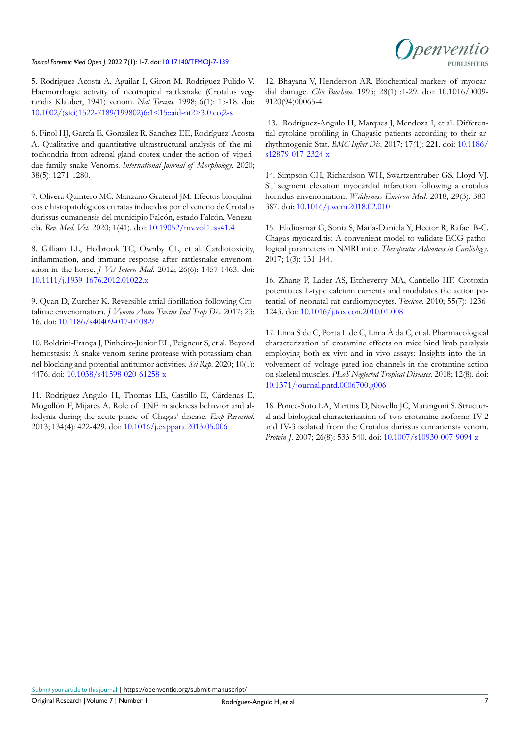5. Rodriguez-Acosta A, Aguilar I, Giron M, Rodriguez-Pulido V. Haemorrhagic activity of neotropical rattlesnake (Crotalus vegrandis Klauber, 1941) venom. *Nat Toxins*. 1998; 6(1): 15-18. doi: 10.1002/(sici)1522-7189(199802)6:1<15::aid-nt2>3.0.co;2-s

6. Finol HJ, García E, González R, Sanchez EE, Rodríguez-Acosta A. Qualitative and quantitative ultrastructural analysis of the mitochondria from adrenal gland cortex under the action of viperidae family snake Venoms. *International Journal of Morphology*. 2020; 38(5): 1271-1280.

7. Olivera Quintero MC, Manzano Graterol JM. Efectos bioquímicos e histopatológicos en ratas inducidos por el veneno de Crotalus durissus cumanensis del municipio Falcón, estado Falcón, Venezuela. *Rev. Med. Vet.* 2020; 1(41). doi: 10.19052/mv.vol1.iss41.4

8. Gilliam LL, Holbrook TC, Ownby CL, et al. Cardiotoxicity, inflammation, and immune response after rattlesnake envenomation in the horse. *J Vet Intern Med.* 2012; 26(6): 1457-1463. doi: 10.1111/j.1939-1676.2012.01022.x

9. Quan D, Zurcher K. Reversible atrial fibrillation following Crotalinae envenomation. *J Venom Anim Toxins Incl Trop Dis*. 2017; 23: 16. doi: 10.1186/s40409-017-0108-9

10. Boldrini-França J, Pinheiro-Junior EL, Peigneur S, et al. Beyond hemostasis: A snake venom serine protease with potassium channel blocking and potential antitumor activities. *Sci Rep*. 2020; 10(1): 4476. doi: 10.1038/s41598-020-61258-x

11. Rodríguez-Angulo H, Thomas LE, Castillo E, Cárdenas E, Mogollón F, Mijares A. Role of TNF in sickness behavior and allodynia during the acute phase of Chagas' disease. *Exp Parasitol.* 2013; 134(4): 422-429. doi: 10.1016/j.exppara.2013.05.006

12. Bhayana V, Henderson AR. Biochemical markers of myocardial damage. *Clin Biochem.* 1995; 28(1) :1-29. doi: 10.1016/0009-9120(94)00065-4

13. Rodríguez-Angulo H, Marques J, Mendoza I, et al. Differential cytokine profiling in Chagasic patients according to their arrhythmogenic-Stat. *BMC Infect Dis*. 2017; 17(1): 221. doi: 10.1186/s12879-017-2324-x

14. Simpson CH, Richardson WH, Swartzentruber GS, Lloyd VJ. ST segment elevation myocardial infarction following a crotalus horridus envenomation. *Wilderness Environ Med.* 2018; 29(3): 383-387. doi: 10.1016/j.wem.2018.02.010

15. Elidiosmar G, Sonia S, María-Daniela Y, Hector R, Rafael B-C. Chagas myocarditis: A convenient model to validate ECG pathological parameters in NMRI mice. *Therapeutic Advances in Cardiology*. 2017; 1(3): 131-144.

16. Zhang P, Lader AS, Etcheverry MA, Cantiello HF. Crotoxin potentiates L-type calcium currents and modulates the action potential of neonatal rat cardiomyocytes. *Toxicon*. 2010; 55(7): 1236-1243. doi: 10.1016/j.toxicon.2010.01.008

17. Lima S de C, Porta L de C, Lima Á da C, et al. Pharmacological characterization of crotamine effects on mice hind limb paralysis employing both ex vivo and in vivo assays: Insights into the involvement of voltage-gated ion channels in the crotamine action on skeletal muscles. *PLoS Neglected Tropical Diseases*. 2018; 12(8). doi: 10.1371/journal.pntd.0006700.g006

18. Ponce-Soto LA, Martins D, Novello JC, Marangoni S. Structural and biological characterization of two crotamine isoforms IV-2 and IV-3 isolated from the Crotalus durissus cumanensis venom. *Protein J*. 2007; 26(8): 533-540. doi: 10.1007/s10930-007-9094-z